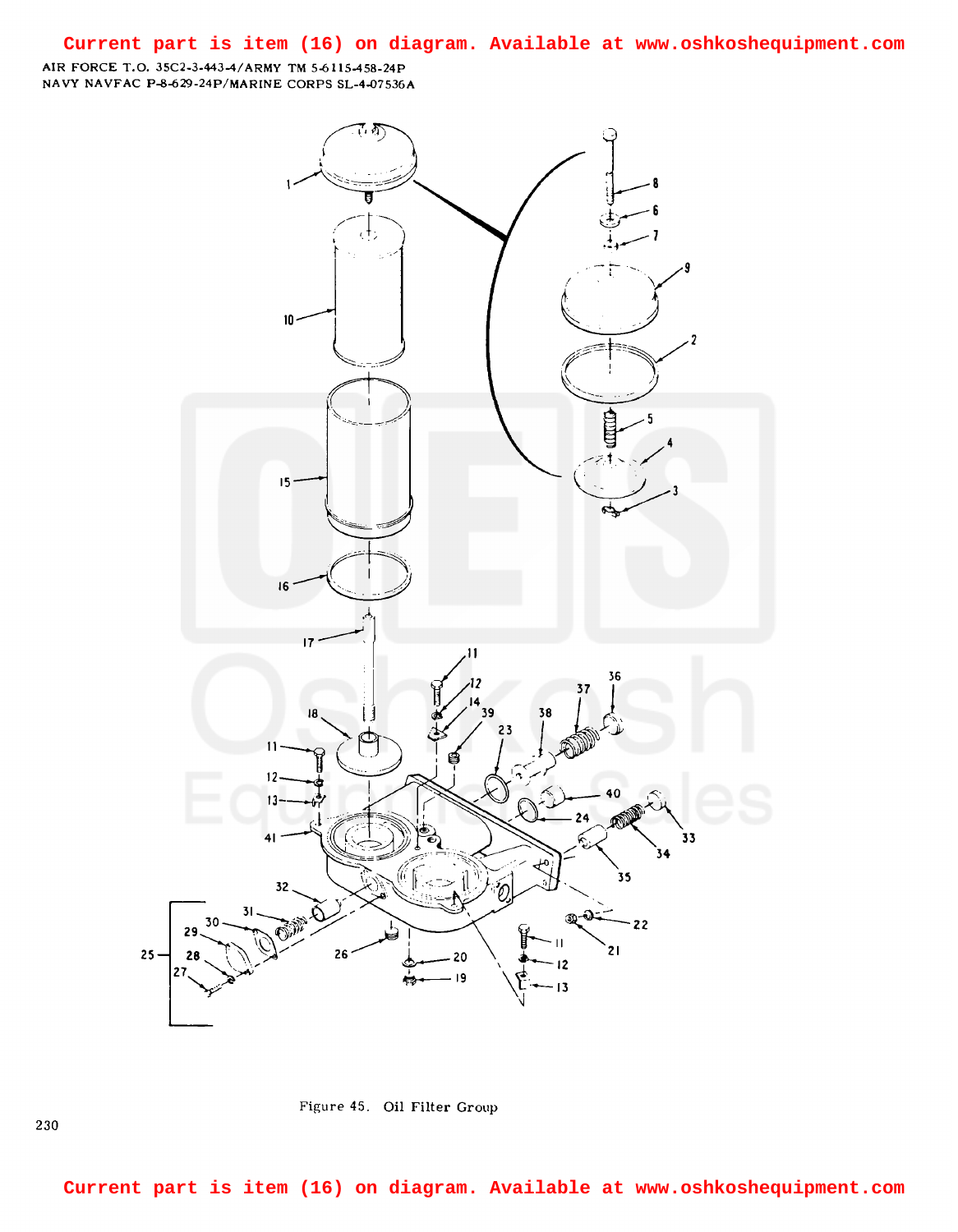Current part is item (16) on diagram. Available at www.oshkoshequipment.com

AIR FORCE T.O. 35C2-3-443-4/ARMY TM 5-6115-458-24P
NAVY NAVFAC P-8-629-24P/MARINE CORPS SL-4-07536A

Figure 45. Oil Filter Group

Current part is item (16) on diagram. Available at www.oshkoshequipment.com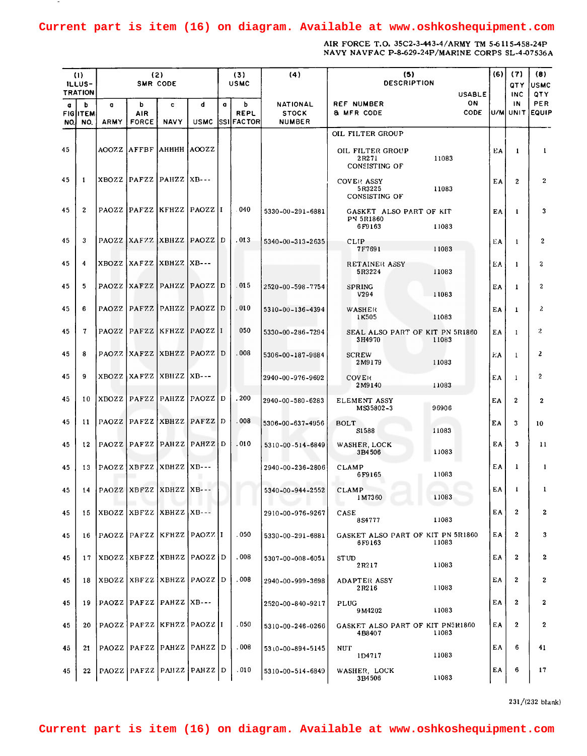Current part is item (16) on diagram. Available at www.oshkoshequipment.com

AIR FORCE T.O. 35C2-3-443-4/ARMY TM 5-6115-458-24P
NAVY NAVFAC P-8-629-24P/MARINE CORPS SL-4-07536A

| (1) ILLUS-TRATION | | (2) SMR CODE | | | | (3) USMC | | (4) | (5) DESCRIPTION | | (6) | (7) QTY INC | (8) USMC QTY |
|---|---|---|---|---|---|---|---|---|---|---|---|---|---|
| a FIG NO. | b ITEM NO. | a ARMY | b AIR FORCE | c NAVY | d USMC | a SSI | b REPL FACTOR | NATIONAL STOCK NUMBER | REF NUMBER & MFR CODE | USABLE ON CODE | U/M | IN UNIT | PER EQUIP |
| | | | | | | | | | OIL FILTER GROUP | | | | |
| 45 | | AOOZZ | AFFBF | AHHHH | AOOZZ | | | | OIL FILTER GROUP 2R271 11083 CONSISTING OF | | EA | 1 | 1 |
| 45 | 1 | XBOZZ | PAFZZ | PAHZZ | XB--- | | | | COVER ASSY 5R3225 11083 CONSISTING OF | | EA | 2 | 2 |
| 45 | 2 | PAOZZ | PAFZZ | KFHZZ | PAOZZ | I | .040 | 5330-00-291-6881 | GASKET ALSO PART OF KIT PN 5R1860 6F9163 11083 | | EA | 1 | 3 |
| 45 | 3 | PAOZZ | XAFZZ | XBHZZ | PAOZZ | D | .013 | 5340-00-313-2635 | CLIP 7F7691 11083 | | EA | 1 | 2 |
| 45 | 4 | XBOZZ | XAFZZ | XBHZZ | XB--- | | | | RETAINER ASSY 5R3224 11083 | | EA | 1 | 2 |
| 45 | 5 | PAOZZ | XAFZZ | PAHZZ | PAOZZ | D | .015 | 2520-00-598-7754 | SPRING V294 11083 | | EA | 1 | 2 |
| 45 | 6 | PAOZZ | PAFZZ | PAHZZ | PAOZZ | D | .010 | 5310-00-136-4394 | WASHER 1K505 11083 | | EA | 1 | 2 |
| 45 | 7 | PAOZZ | PAFZZ | KFHZZ | PAOZZ | I | 050 | 5330-00-286-7294 | SEAL ALSO PART OF KIT PN 5R1860 3H4970 11083 | | EA | 1 | 2 |
| 45 | 8 | PAOZZ | XAFZZ | XBHZZ | PAOZZ | D | .008 | 5306-00-187-9884 | SCREW 2M9179 11083 | | EA | 1 | 2 |
| 45 | 9 | XBOZZ | XAFZZ | XBHZZ | XB--- | | | 2940-00-976-9692 | COVER 2M9140 11083 | | EA | 1 | 2 |
| 45 | 10 | XBOZZ | PAFZZ | PAHZZ | PAOZZ | D | .200 | 2940-00-580-6283 | ELEMENT ASSY MS35802-3 96906 | | EA | 2 | 2 |
| 45 | 11 | PAOZZ | PAFZZ | XBHZZ | PAFZZ | D | .008 | 5306-00-637-4956 | BOLT S1588 11083 | | EA | 3 | 10 |
| 45 | 12 | PAOZZ | PAFZZ | PAHZZ | PAHZZ | D | .010 | 5310-00-514-6849 | WASHER, LOCK 3B4506 11083 | | EA | 3 | 11 |
| 45 | 13 | PAOZZ | XBFZZ | XBHZZ | XB--- | | | 2940-00-236-2806 | CLAMP 6F9165 11083 | | EA | 1 | 1 |
| 45 | 14 | PAOZZ | XBFZZ | XBHZZ | XB--- | | | 5340-00-944-2552 | CLAMP 1M7360 11083 | | EA | 1 | 1 |
| 45 | 15 | XBOZZ | XBFZZ | XBHZZ | XB--- | | | 2910-00-976-9267 | CASE 8S4777 11083 | | EA | 2 | 2 |
| 45 | 16 | PAOZZ | PAFZZ | KFHZZ | PAOZZ | I | .050 | 5330-00-291-6881 | GASKET ALSO PART OF KIT PN 5R1860 6F9163 11083 | | EA | 2 | 3 |
| 45 | 17 | XBOZZ | XBFZZ | XBHZZ | PAOZZ | D | .008 | 5307-00-008-6051 | STUD 2R217 11083 | | EA | 2 | 2 |
| 45 | 18 | XBOZZ | XBFZZ | XBHZZ | PAOZZ | D | .008 | 2940-00-999-3698 | ADAPTER ASSY 2R216 11083 | | EA | 2 | 2 |
| 45 | 19 | PAOZZ | PAFZZ | PAHZZ | XB--- | | | 2520-00-840-9217 | PLUG 9M4202 11083 | | EA | 2 | 2 |
| 45 | 20 | PAOZZ | PAFZZ | KFHZZ | PAOZZ | I | .050 | 5310-00-246-0266 | GASKET ALSO PART OF KIT PN5R1860 4B8407 11083 | | EA | 2 | 2 |
| 45 | 21 | PAOZZ | PAFZZ | PAHZZ | PAHZZ | D | .008 | 5310-00-894-5145 | NUT 1D4717 11083 | | EA | 6 | 41 |
| 45 | 22 | PAOZZ | PAFZZ | PAHZZ | PAHZZ | D | .010 | 5310-00-514-6840 | WASHER, LOCK 3B4506 11083 | | EA | 6 | 17 |

231/(232 blank)

Current part is item (16) on diagram. Available at www.oshkoshequipment.com